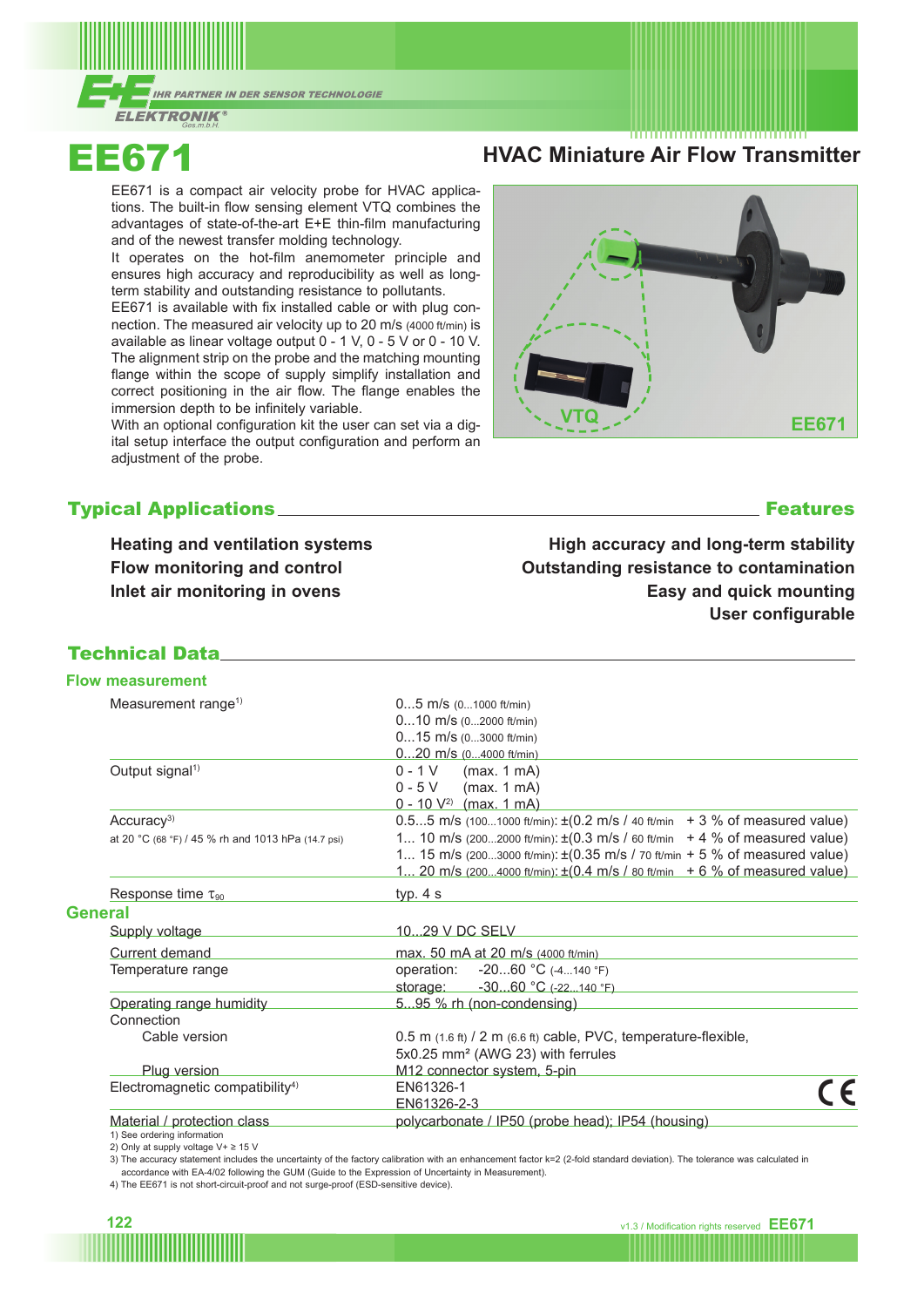# EE671

## HVAC Miniature Air Flow Transmitter

EE671 is a compact air velocity probe for HVAC applications. The built-in flow sensing element VTQ combines the advantages of state-of-the-art E+E thin-film manufacturing and of the newest transfer molding technology.

It operates on the hot-film anemometer principle and ensures high accuracy and reproducibility as well as long-term stability and outstanding resistance to pollutants.

EE671 is available with fix installed cable or with plug connection. The measured air velocity up to 20 m/s (4000 ft/min) is available as linear voltage output 0 - 1 V, 0 - 5 V or 0 - 10 V. The alignment strip on the probe and the matching mounting flange within the scope of supply simplify installation and correct positioning in the air flow. The flange enables the immersion depth to be infinitely variable.

With an optional configuration kit the user can set via a digital setup interface the output configuration and perform an adjustment of the probe.

VTQ

EE671

## Typical Applications

**Heating and ventilation systems**
**Flow monitoring and control**
**Inlet air monitoring in ovens**

## Features

**High accuracy and long-term stability**
**Outstanding resistance to contamination**
**Easy and quick mounting**
**User configurable**

## Technical Data

### Flow measurement

| | |
|---|---|
| Measurement range[1] | 0...5 m/s (0...1000 ft/min)<br>0...10 m/s (0...2000 ft/min)<br>0...15 m/s (0...3000 ft/min)<br>0...20 m/s (0...4000 ft/min) |
| Output signal[1] | 0 - 1 V (max. 1 mA)<br>0 - 5 V (max. 1 mA)<br>0 - 10 V[2] (max. 1 mA) |
| Accuracy[3]<br>at 20 °C (68 °F) / 45 % rh and 1013 hPa (14.7 psi) | 0.5...5 m/s (100...1000 ft/min): ±(0.2 m/s / 40 ft/min + 3 % of measured value)<br>1... 10 m/s (200...2000 ft/min): ±(0.3 m/s / 60 ft/min + 4 % of measured value)<br>1... 15 m/s (200...3000 ft/min): ±(0.35 m/s / 70 ft/min + 5 % of measured value)<br>1... 20 m/s (200...4000 ft/min): ±(0.4 m/s / 80 ft/min + 6 % of measured value) |
| Response time $\tau_{90}$ | typ. 4 s |

### General

| | |
|---|---|
| Supply voltage | 10...29 V DC SELV |
| Current demand | max. 50 mA at 20 m/s (4000 ft/min) |
| Temperature range | operation: -20...60 °C (-4...140 °F)<br>storage: -30...60 °C (-22...140 °F) |
| Operating range humidity | 5...95 % rh (non-condensing) |
| Connection<br>Cable version | 0.5 m (1.6 ft) / 2 m (6.6 ft) cable, PVC, temperature-flexible,<br>5x0.25 mm² (AWG 23) with ferrules |
| Plug version | M12 connector system, 5-pin |
| Electromagnetic compatibility[4] | EN61326-1<br>EN61326-2-3 CE |
| Material / protection class | polycarbonate / IP50 (probe head); IP54 (housing) |

1) See ordering information
2) Only at supply voltage V+ ≥ 15 V
3) The accuracy statement includes the uncertainty of the factory calibration with an enhancement factor k=2 (2-fold standard deviation). The tolerance was calculated in accordance with EA-4/02 following the GUM (Guide to the Expression of Uncertainty in Measurement).
4) The EE671 is not short-circuit-proof and not surge-proof (ESD-sensitive device).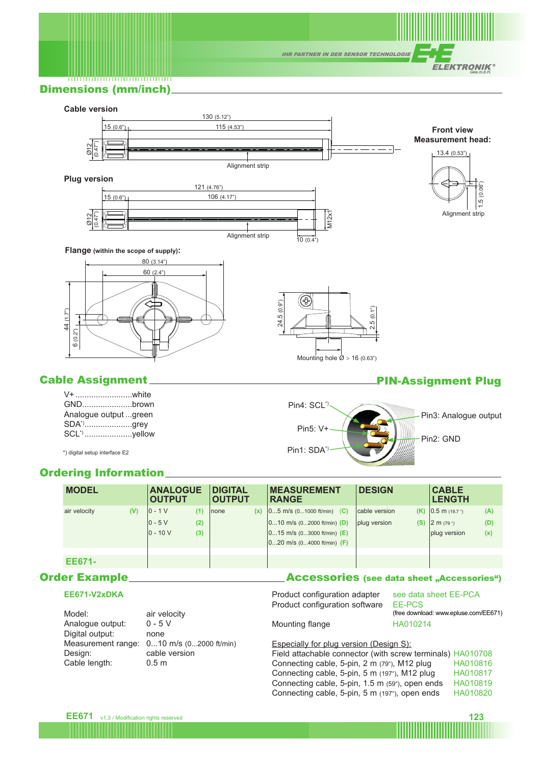## Dimensions (mm/inch)

**Cable version**

130 (5.12")
15 (0.6")
115 (4.53")
Ø12 (0.47")
Alignment strip

**Front view Measurement head:**

13.4 (0.53")
1.5 (0.06")
Alignment strip

**Plug version**

121 (4.76")
15 (0.6")
106 (4.17")
Ø12 (0.47")
M12x1
Alignment strip
10 (0.4")

**Flange** (within the scope of supply):

80 (3.14")
60 (2.4")
44 (1.7")
6 (0.2")
24.5 (0.9")
2.5 (0.1")
Mounting hole Ø > 16 (0.63")

## Cable Assignment

V+ .........................white
GND......................brown
Analogue output ...green
SDA*) .....................grey
SCL*) .....................yellow

*) digital setup interface E2

## PIN-Assignment Plug

Pin4: SCL*)
Pin5: V+
Pin1: SDA*)
Pin3: Analogue output
Pin2: GND

## Ordering Information

| MODEL | | ANALOGUE OUTPUT | | DIGITAL OUTPUT | | MEASUREMENT RANGE | | DESIGN | | CABLE LENGTH | |
|---|---|---|---|---|---|---|---|---|---|---|---|
| air velocity | (V) | 0 - 1 V | (1) | none | (x) | 0...5 m/s (0...1000 ft/min) | (C) | cable version | (K) | 0.5 m (19.7 ") | (A) |
| | | 0 - 5 V | (2) | | | 0...10 m/s (0...2000 ft/min) | (D) | plug version | (S) | 2 m (79 ") | (D) |
| | | 0 - 10 V | (3) | | | 0...15 m/s (0...3000 ft/min) | (E) | | | plug version | (x) |
| | | | | | | 0...20 m/s (0...4000 ft/min) | (F) | | | | |
| EE671- | | | | | | | | | | | |

## Order Example

**EE671-V2xDKA**

| | |
|---|---|
| Model: | air velocity |
| Analogue output: | 0 - 5 V |
| Digital output: | none |
| Measurement range: | 0...10 m/s (0...2000 ft/min) |
| Design: | cable version |
| Cable length: | 0.5 m |

## Accessories (see data sheet „Accessories")

| | |
|---|---|
| Product configuration adapter | see data sheet EE-PCA |
| Product configuration software | EE-PCS (free download: www.epluse.com/EE671) |
| Mounting flange | HA010214 |

Especially for plug version (Design S):

| | |
|---|---|
| Field attachable connector (with screw terminals) | HA010708 |
| Connecting cable, 5-pin, 2 m (79"), M12 plug | HA010816 |
| Connecting cable, 5-pin, 5 m (197"), M12 plug | HA010817 |
| Connecting cable, 5-pin, 1.5 m (59"), open ends | HA010819 |
| Connecting cable, 5-pin, 5 m (197"), open ends | HA010820 |